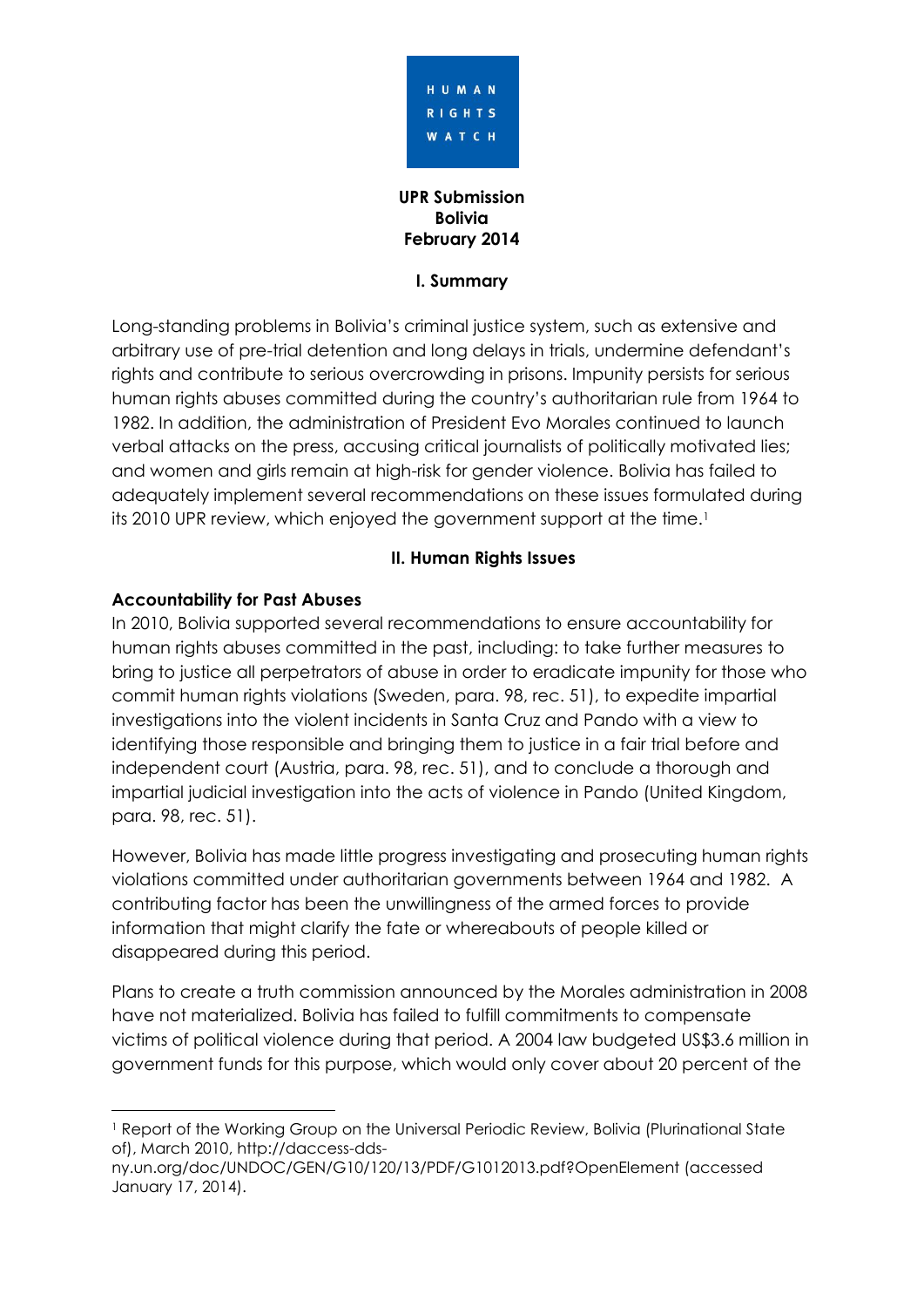**UPR Submission**
**Bolivia**
**February 2014**

## I. Summary

Long-standing problems in Bolivia's criminal justice system, such as extensive and arbitrary use of pre-trial detention and long delays in trials, undermine defendant's rights and contribute to serious overcrowding in prisons. Impunity persists for serious human rights abuses committed during the country's authoritarian rule from 1964 to 1982. In addition, the administration of President Evo Morales continued to launch verbal attacks on the press, accusing critical journalists of politically motivated lies; and women and girls remain at high-risk for gender violence. Bolivia has failed to adequately implement several recommendations on these issues formulated during its 2010 UPR review, which enjoyed the government support at the time.[1]

## II. Human Rights Issues

### Accountability for Past Abuses

In 2010, Bolivia supported several recommendations to ensure accountability for human rights abuses committed in the past, including: to take further measures to bring to justice all perpetrators of abuse in order to eradicate impunity for those who commit human rights violations (Sweden, para. 98, rec. 51), to expedite impartial investigations into the violent incidents in Santa Cruz and Pando with a view to identifying those responsible and bringing them to justice in a fair trial before and independent court (Austria, para. 98, rec. 51), and to conclude a thorough and impartial judicial investigation into the acts of violence in Pando (United Kingdom, para. 98, rec. 51).

However, Bolivia has made little progress investigating and prosecuting human rights violations committed under authoritarian governments between 1964 and 1982. A contributing factor has been the unwillingness of the armed forces to provide information that might clarify the fate or whereabouts of people killed or disappeared during this period.

Plans to create a truth commission announced by the Morales administration in 2008 have not materialized. Bolivia has failed to fulfill commitments to compensate victims of political violence during that period. A 2004 law budgeted US$3.6 million in government funds for this purpose, which would only cover about 20 percent of the

---

[1] Report of the Working Group on the Universal Periodic Review, Bolivia (Plurinational State of), March 2010, http://daccess-dds-ny.un.org/doc/UNDOC/GEN/G10/120/13/PDF/G1012013.pdf?OpenElement (accessed January 17, 2014).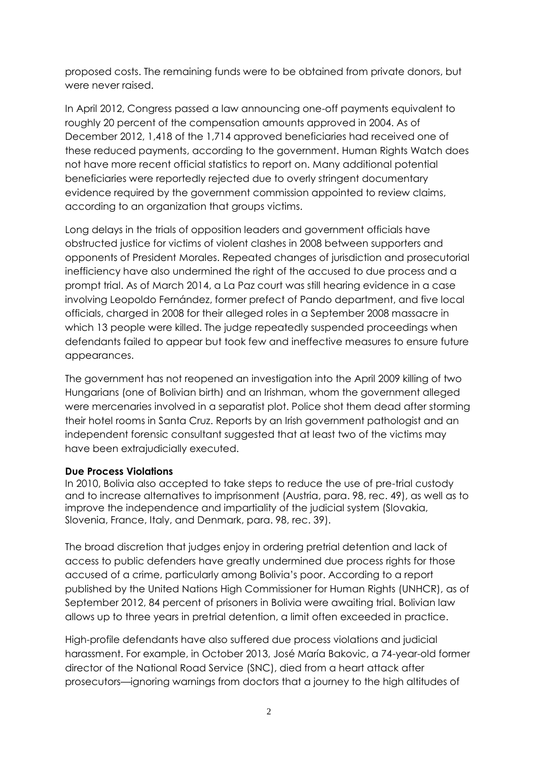proposed costs. The remaining funds were to be obtained from private donors, but were never raised.

In April 2012, Congress passed a law announcing one-off payments equivalent to roughly 20 percent of the compensation amounts approved in 2004. As of December 2012, 1,418 of the 1,714 approved beneficiaries had received one of these reduced payments, according to the government. Human Rights Watch does not have more recent official statistics to report on. Many additional potential beneficiaries were reportedly rejected due to overly stringent documentary evidence required by the government commission appointed to review claims, according to an organization that groups victims.

Long delays in the trials of opposition leaders and government officials have obstructed justice for victims of violent clashes in 2008 between supporters and opponents of President Morales. Repeated changes of jurisdiction and prosecutorial inefficiency have also undermined the right of the accused to due process and a prompt trial. As of March 2014, a La Paz court was still hearing evidence in a case involving Leopoldo Fernández, former prefect of Pando department, and five local officials, charged in 2008 for their alleged roles in a September 2008 massacre in which 13 people were killed. The judge repeatedly suspended proceedings when defendants failed to appear but took few and ineffective measures to ensure future appearances.

The government has not reopened an investigation into the April 2009 killing of two Hungarians (one of Bolivian birth) and an Irishman, whom the government alleged were mercenaries involved in a separatist plot. Police shot them dead after storming their hotel rooms in Santa Cruz. Reports by an Irish government pathologist and an independent forensic consultant suggested that at least two of the victims may have been extrajudicially executed.

**Due Process Violations**

In 2010, Bolivia also accepted to take steps to reduce the use of pre-trial custody and to increase alternatives to imprisonment (Austria, para. 98, rec. 49), as well as to improve the independence and impartiality of the judicial system (Slovakia, Slovenia, France, Italy, and Denmark, para. 98, rec. 39).

The broad discretion that judges enjoy in ordering pretrial detention and lack of access to public defenders have greatly undermined due process rights for those accused of a crime, particularly among Bolivia's poor. According to a report published by the United Nations High Commissioner for Human Rights (UNHCR), as of September 2012, 84 percent of prisoners in Bolivia were awaiting trial. Bolivian law allows up to three years in pretrial detention, a limit often exceeded in practice.

High-profile defendants have also suffered due process violations and judicial harassment. For example, in October 2013, José María Bakovic, a 74-year-old former director of the National Road Service (SNC), died from a heart attack after prosecutors—ignoring warnings from doctors that a journey to the high altitudes of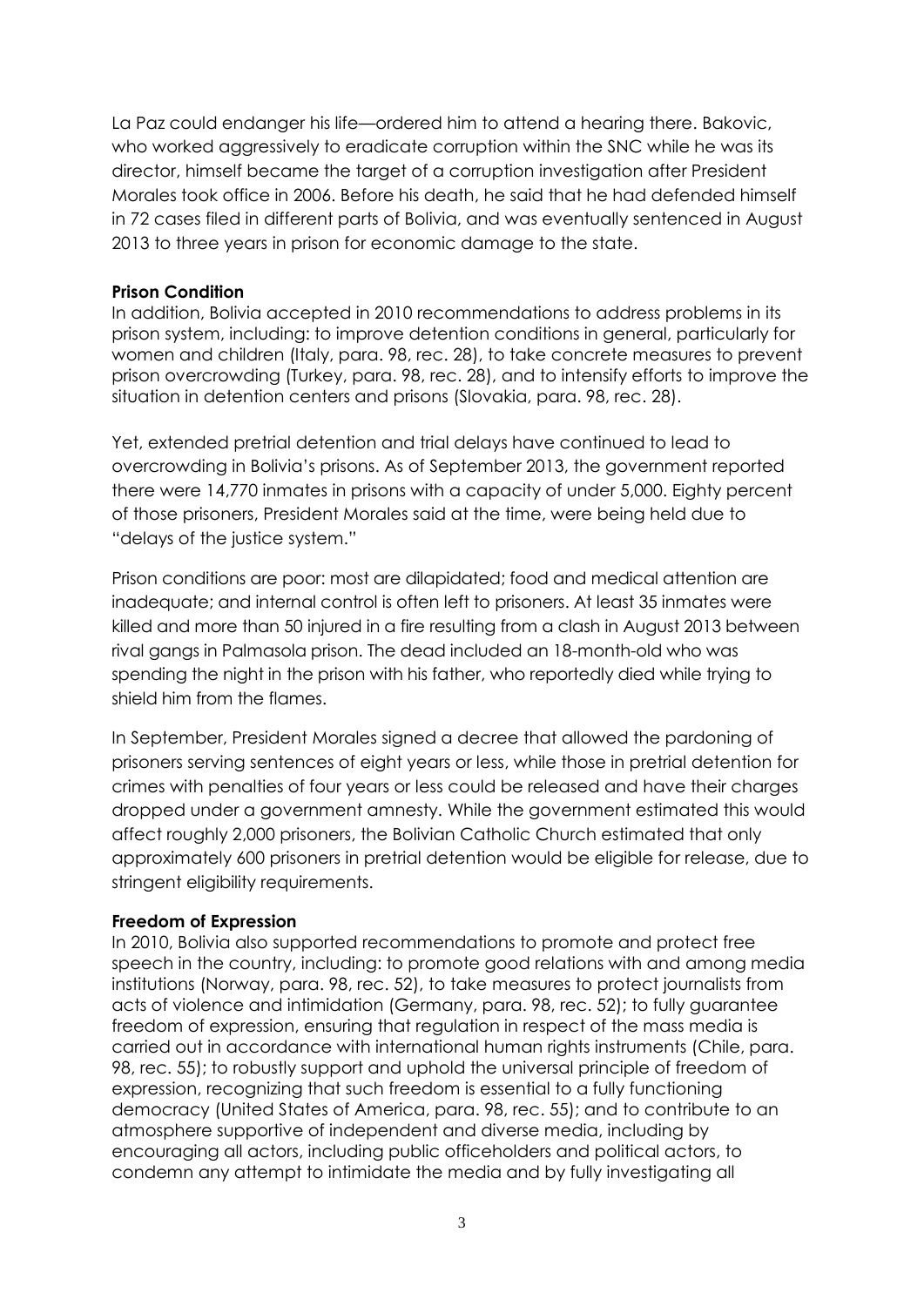La Paz could endanger his life—ordered him to attend a hearing there. Bakovic, who worked aggressively to eradicate corruption within the SNC while he was its director, himself became the target of a corruption investigation after President Morales took office in 2006. Before his death, he said that he had defended himself in 72 cases filed in different parts of Bolivia, and was eventually sentenced in August 2013 to three years in prison for economic damage to the state.

**Prison Condition**

In addition, Bolivia accepted in 2010 recommendations to address problems in its prison system, including: to improve detention conditions in general, particularly for women and children (Italy, para. 98, rec. 28), to take concrete measures to prevent prison overcrowding (Turkey, para. 98, rec. 28), and to intensify efforts to improve the situation in detention centers and prisons (Slovakia, para. 98, rec. 28).

Yet, extended pretrial detention and trial delays have continued to lead to overcrowding in Bolivia's prisons. As of September 2013, the government reported there were 14,770 inmates in prisons with a capacity of under 5,000. Eighty percent of those prisoners, President Morales said at the time, were being held due to "delays of the justice system."

Prison conditions are poor: most are dilapidated; food and medical attention are inadequate; and internal control is often left to prisoners. At least 35 inmates were killed and more than 50 injured in a fire resulting from a clash in August 2013 between rival gangs in Palmasola prison. The dead included an 18-month-old who was spending the night in the prison with his father, who reportedly died while trying to shield him from the flames.

In September, President Morales signed a decree that allowed the pardoning of prisoners serving sentences of eight years or less, while those in pretrial detention for crimes with penalties of four years or less could be released and have their charges dropped under a government amnesty. While the government estimated this would affect roughly 2,000 prisoners, the Bolivian Catholic Church estimated that only approximately 600 prisoners in pretrial detention would be eligible for release, due to stringent eligibility requirements.

**Freedom of Expression**

In 2010, Bolivia also supported recommendations to promote and protect free speech in the country, including: to promote good relations with and among media institutions (Norway, para. 98, rec. 52), to take measures to protect journalists from acts of violence and intimidation (Germany, para. 98, rec. 52); to fully guarantee freedom of expression, ensuring that regulation in respect of the mass media is carried out in accordance with international human rights instruments (Chile, para. 98, rec. 55); to robustly support and uphold the universal principle of freedom of expression, recognizing that such freedom is essential to a fully functioning democracy (United States of America, para. 98, rec. 55); and to contribute to an atmosphere supportive of independent and diverse media, including by encouraging all actors, including public officeholders and political actors, to condemn any attempt to intimidate the media and by fully investigating all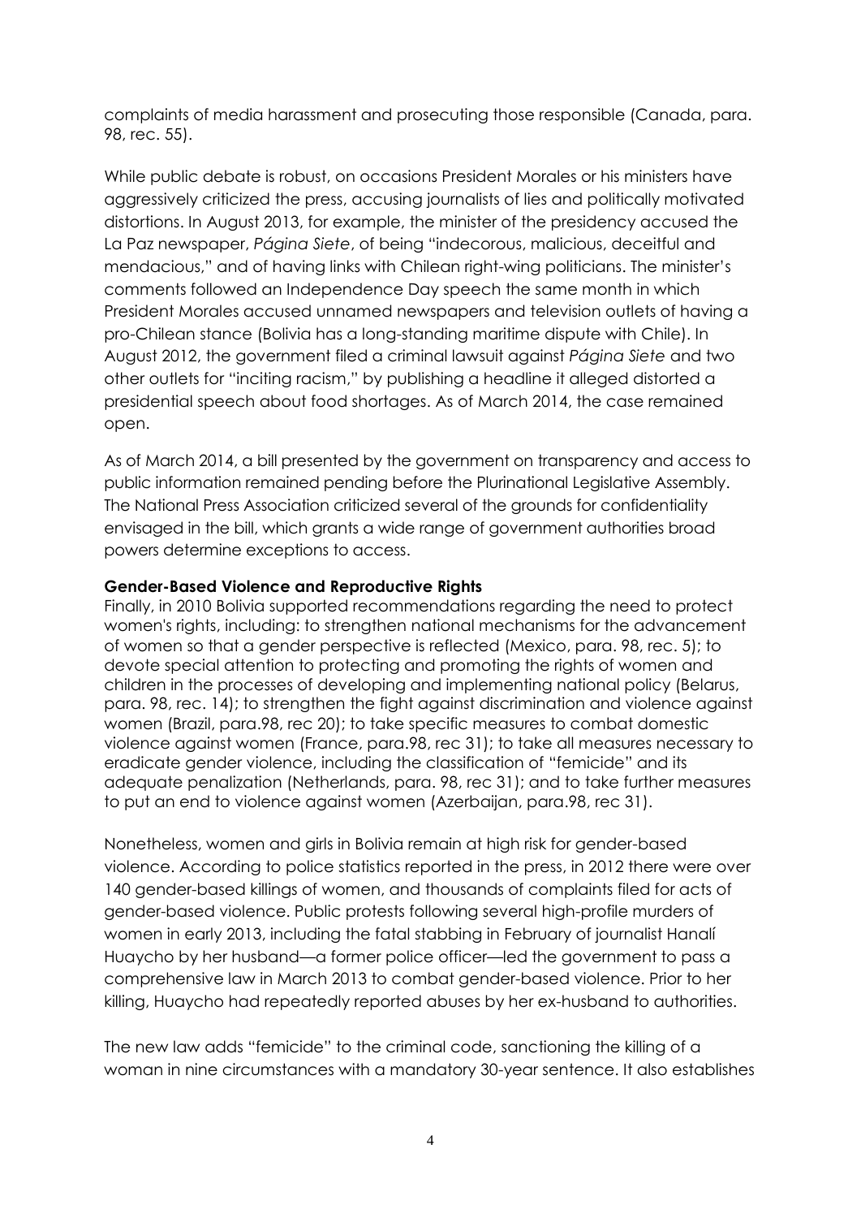complaints of media harassment and prosecuting those responsible (Canada, para. 98, rec. 55).

While public debate is robust, on occasions President Morales or his ministers have aggressively criticized the press, accusing journalists of lies and politically motivated distortions. In August 2013, for example, the minister of the presidency accused the La Paz newspaper, *Página Siete*, of being "indecorous, malicious, deceitful and mendacious," and of having links with Chilean right-wing politicians. The minister's comments followed an Independence Day speech the same month in which President Morales accused unnamed newspapers and television outlets of having a pro-Chilean stance (Bolivia has a long-standing maritime dispute with Chile). In August 2012, the government filed a criminal lawsuit against *Página Siete* and two other outlets for "inciting racism," by publishing a headline it alleged distorted a presidential speech about food shortages. As of March 2014, the case remained open.

As of March 2014, a bill presented by the government on transparency and access to public information remained pending before the Plurinational Legislative Assembly. The National Press Association criticized several of the grounds for confidentiality envisaged in the bill, which grants a wide range of government authorities broad powers determine exceptions to access.

**Gender-Based Violence and Reproductive Rights**

Finally, in 2010 Bolivia supported recommendations regarding the need to protect women's rights, including: to strengthen national mechanisms for the advancement of women so that a gender perspective is reflected (Mexico, para. 98, rec. 5); to devote special attention to protecting and promoting the rights of women and children in the processes of developing and implementing national policy (Belarus, para. 98, rec. 14); to strengthen the fight against discrimination and violence against women (Brazil, para.98, rec 20); to take specific measures to combat domestic violence against women (France, para.98, rec 31); to take all measures necessary to eradicate gender violence, including the classification of "femicide" and its adequate penalization (Netherlands, para. 98, rec 31); and to take further measures to put an end to violence against women (Azerbaijan, para.98, rec 31).

Nonetheless, women and girls in Bolivia remain at high risk for gender-based violence. According to police statistics reported in the press, in 2012 there were over 140 gender-based killings of women, and thousands of complaints filed for acts of gender-based violence. Public protests following several high-profile murders of women in early 2013, including the fatal stabbing in February of journalist Hanalí Huaycho by her husband—a former police officer—led the government to pass a comprehensive law in March 2013 to combat gender-based violence. Prior to her killing, Huaycho had repeatedly reported abuses by her ex-husband to authorities.

The new law adds "femicide" to the criminal code, sanctioning the killing of a woman in nine circumstances with a mandatory 30-year sentence. It also establishes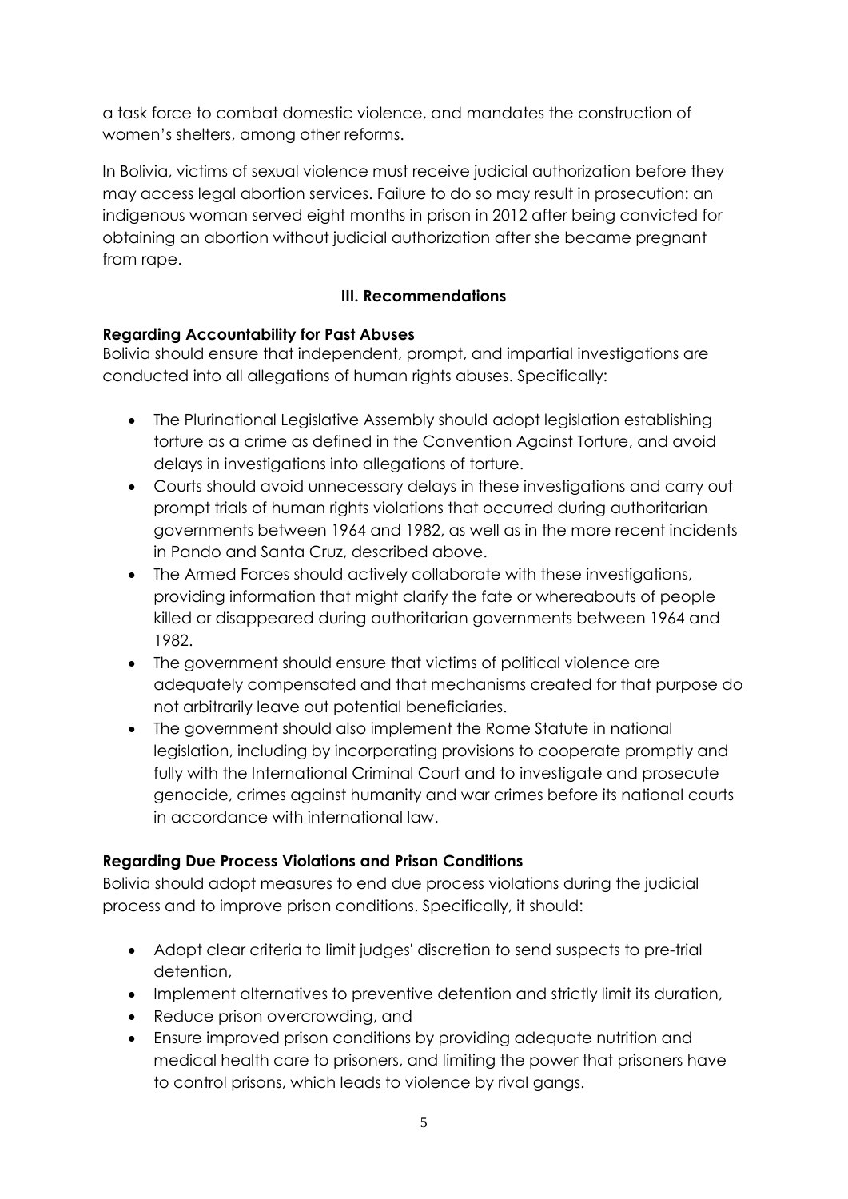a task force to combat domestic violence, and mandates the construction of women's shelters, among other reforms.

In Bolivia, victims of sexual violence must receive judicial authorization before they may access legal abortion services. Failure to do so may result in prosecution: an indigenous woman served eight months in prison in 2012 after being convicted for obtaining an abortion without judicial authorization after she became pregnant from rape.

## III. Recommendations

**Regarding Accountability for Past Abuses**

Bolivia should ensure that independent, prompt, and impartial investigations are conducted into all allegations of human rights abuses. Specifically:

- The Plurinational Legislative Assembly should adopt legislation establishing torture as a crime as defined in the Convention Against Torture, and avoid delays in investigations into allegations of torture.
- Courts should avoid unnecessary delays in these investigations and carry out prompt trials of human rights violations that occurred during authoritarian governments between 1964 and 1982, as well as in the more recent incidents in Pando and Santa Cruz, described above.
- The Armed Forces should actively collaborate with these investigations, providing information that might clarify the fate or whereabouts of people killed or disappeared during authoritarian governments between 1964 and 1982.
- The government should ensure that victims of political violence are adequately compensated and that mechanisms created for that purpose do not arbitrarily leave out potential beneficiaries.
- The government should also implement the Rome Statute in national legislation, including by incorporating provisions to cooperate promptly and fully with the International Criminal Court and to investigate and prosecute genocide, crimes against humanity and war crimes before its national courts in accordance with international law.

**Regarding Due Process Violations and Prison Conditions**

Bolivia should adopt measures to end due process violations during the judicial process and to improve prison conditions. Specifically, it should:

- Adopt clear criteria to limit judges' discretion to send suspects to pre-trial detention,
- Implement alternatives to preventive detention and strictly limit its duration,
- Reduce prison overcrowding, and
- Ensure improved prison conditions by providing adequate nutrition and medical health care to prisoners, and limiting the power that prisoners have to control prisons, which leads to violence by rival gangs.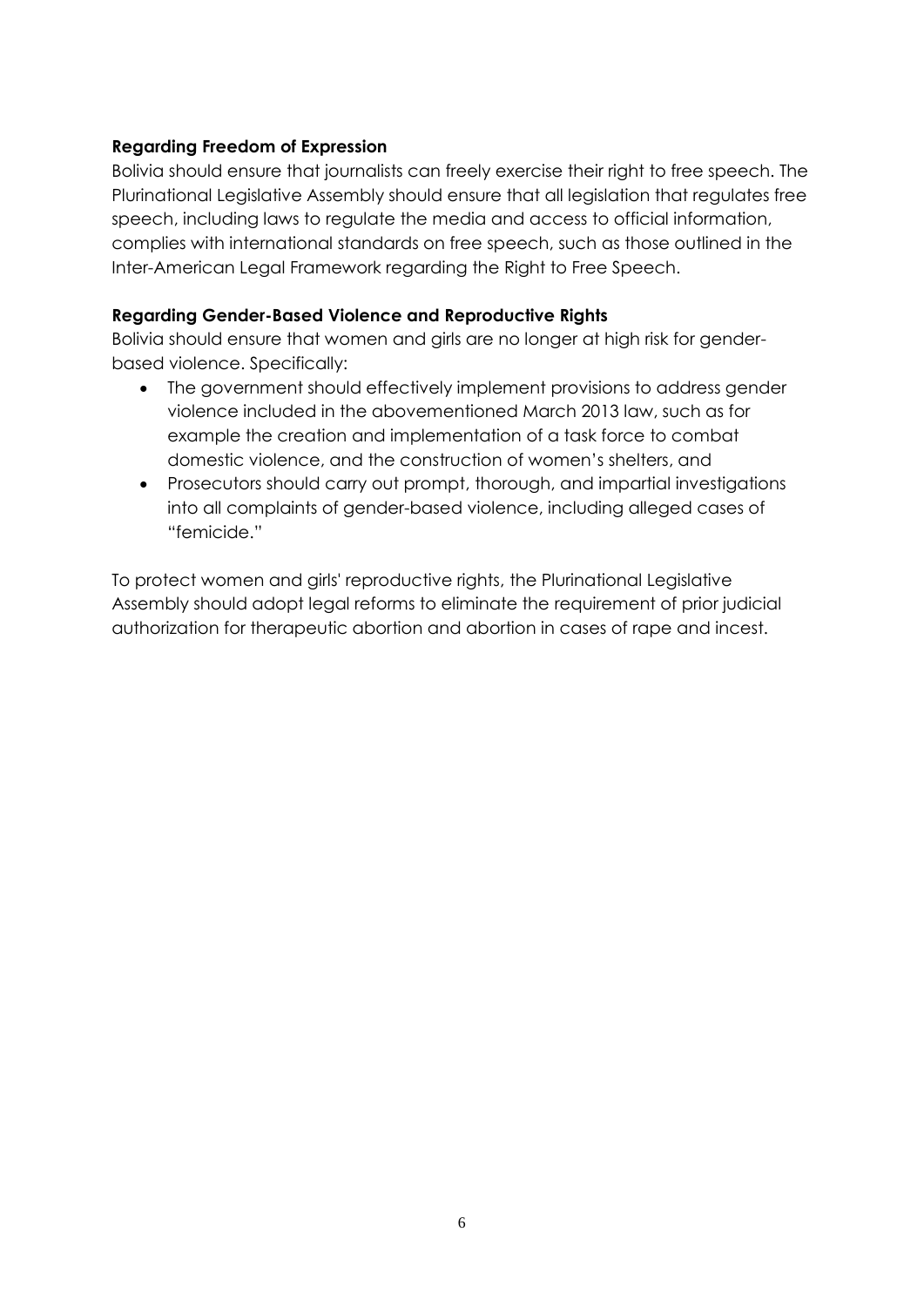**Regarding Freedom of Expression**

Bolivia should ensure that journalists can freely exercise their right to free speech. The Plurinational Legislative Assembly should ensure that all legislation that regulates free speech, including laws to regulate the media and access to official information, complies with international standards on free speech, such as those outlined in the Inter-American Legal Framework regarding the Right to Free Speech.

**Regarding Gender-Based Violence and Reproductive Rights**

Bolivia should ensure that women and girls are no longer at high risk for gender-based violence. Specifically:

- The government should effectively implement provisions to address gender violence included in the abovementioned March 2013 law, such as for example the creation and implementation of a task force to combat domestic violence, and the construction of women's shelters, and
- Prosecutors should carry out prompt, thorough, and impartial investigations into all complaints of gender-based violence, including alleged cases of "femicide."

To protect women and girls' reproductive rights, the Plurinational Legislative Assembly should adopt legal reforms to eliminate the requirement of prior judicial authorization for therapeutic abortion and abortion in cases of rape and incest.